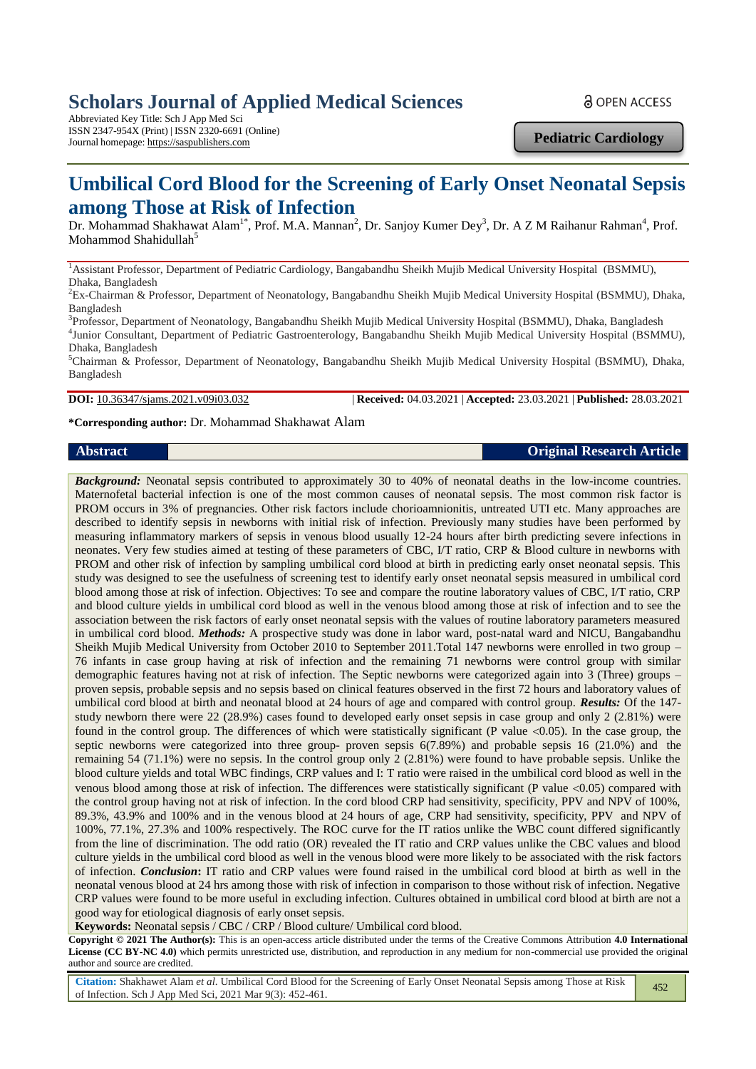# Scholars Journal of Applied Medical Sciences

Abbreviated Key Title: Sch J App Med Sci
ISSN 2347-954X (Print) | ISSN 2320-6691 (Online)
Journal homepage: https://saspublishers.com

OPEN ACCESS

**Pediatric Cardiology**

# Umbilical Cord Blood for the Screening of Early Onset Neonatal Sepsis among Those at Risk of Infection

Dr. Mohammad Shakhawat Alam[1*], Prof. M.A. Mannan[2], Dr. Sanjoy Kumer Dey[3], Dr. A Z M Raihanur Rahman[4], Prof. Mohammod Shahidullah[5]

[1]Assistant Professor, Department of Pediatric Cardiology, Bangabandhu Sheikh Mujib Medical University Hospital (BSMMU), Dhaka, Bangladesh
[2]Ex-Chairman & Professor, Department of Neonatology, Bangabandhu Sheikh Mujib Medical University Hospital (BSMMU), Dhaka, Bangladesh
[3]Professor, Department of Neonatology, Bangabandhu Sheikh Mujib Medical University Hospital (BSMMU), Dhaka, Bangladesh
[4]Junior Consultant, Department of Pediatric Gastroenterology, Bangabandhu Sheikh Mujib Medical University Hospital (BSMMU), Dhaka, Bangladesh
[5]Chairman & Professor, Department of Neonatology, Bangabandhu Sheikh Mujib Medical University Hospital (BSMMU), Dhaka, Bangladesh

**DOI:** 10.36347/sjams.2021.v09i03.032 | **Received:** 04.03.2021 | **Accepted:** 23.03.2021 | **Published:** 28.03.2021

**\*Corresponding author:** Dr. Mohammad Shakhawat Alam

**Abstract** **Original Research Article**

***Background:*** Neonatal sepsis contributed to approximately 30 to 40% of neonatal deaths in the low-income countries. Maternofetal bacterial infection is one of the most common causes of neonatal sepsis. The most common risk factor is PROM occurs in 3% of pregnancies. Other risk factors include chorioamnionitis, untreated UTI etc. Many approaches are described to identify sepsis in newborns with initial risk of infection. Previously many studies have been performed by measuring inflammatory markers of sepsis in venous blood usually 12-24 hours after birth predicting severe infections in neonates. Very few studies aimed at testing of these parameters of CBC, I/T ratio, CRP & Blood culture in newborns with PROM and other risk of infection by sampling umbilical cord blood at birth in predicting early onset neonatal sepsis. This study was designed to see the usefulness of screening test to identify early onset neonatal sepsis measured in umbilical cord blood among those at risk of infection. Objectives: To see and compare the routine laboratory values of CBC, I/T ratio, CRP and blood culture yields in umbilical cord blood as well in the venous blood among those at risk of infection and to see the association between the risk factors of early onset neonatal sepsis with the values of routine laboratory parameters measured in umbilical cord blood. ***Methods:*** A prospective study was done in labor ward, post-natal ward and NICU, Bangabandhu Sheikh Mujib Medical University from October 2010 to September 2011.Total 147 newborns were enrolled in two group – 76 infants in case group having at risk of infection and the remaining 71 newborns were control group with similar demographic features having not at risk of infection. The Septic newborns were categorized again into 3 (Three) groups – proven sepsis, probable sepsis and no sepsis based on clinical features observed in the first 72 hours and laboratory values of umbilical cord blood at birth and neonatal blood at 24 hours of age and compared with control group. ***Results:*** Of the 147-study newborn there were 22 (28.9%) cases found to developed early onset sepsis in case group and only 2 (2.81%) were found in the control group. The differences of which were statistically significant (P value <0.05). In the case group, the septic newborns were categorized into three group- proven sepsis 6(7.89%) and probable sepsis 16 (21.0%) and the remaining 54 (71.1%) were no sepsis. In the control group only 2 (2.81%) were found to have probable sepsis. Unlike the blood culture yields and total WBC findings, CRP values and I: T ratio were raised in the umbilical cord blood as well in the venous blood among those at risk of infection. The differences were statistically significant (P value <0.05) compared with the control group having not at risk of infection. In the cord blood CRP had sensitivity, specificity, PPV and NPV of 100%, 89.3%, 43.9% and 100% and in the venous blood at 24 hours of age, CRP had sensitivity, specificity, PPV and NPV of 100%, 77.1%, 27.3% and 100% respectively. The ROC curve for the IT ratios unlike the WBC count differed significantly from the line of discrimination. The odd ratio (OR) revealed the IT ratio and CRP values unlike the CBC values and blood culture yields in the umbilical cord blood as well in the venous blood were more likely to be associated with the risk factors of infection. ***Conclusion*:** IT ratio and CRP values were found raised in the umbilical cord blood at birth as well in the neonatal venous blood at 24 hrs among those with risk of infection in comparison to those without risk of infection. Negative CRP values were found to be more useful in excluding infection. Cultures obtained in umbilical cord blood at birth are not a good way for etiological diagnosis of early onset sepsis.

**Keywords:** Neonatal sepsis / CBC / CRP / Blood culture/ Umbilical cord blood.

**Copyright © 2021 The Author(s):** This is an open-access article distributed under the terms of the Creative Commons Attribution **4.0 International License (CC BY-NC 4.0)** which permits unrestricted use, distribution, and reproduction in any medium for non-commercial use provided the original author and source are credited.

**Citation:** Shakhawet Alam *et al*. Umbilical Cord Blood for the Screening of Early Onset Neonatal Sepsis among Those at Risk of Infection. Sch J App Med Sci, 2021 Mar 9(3): 452-461.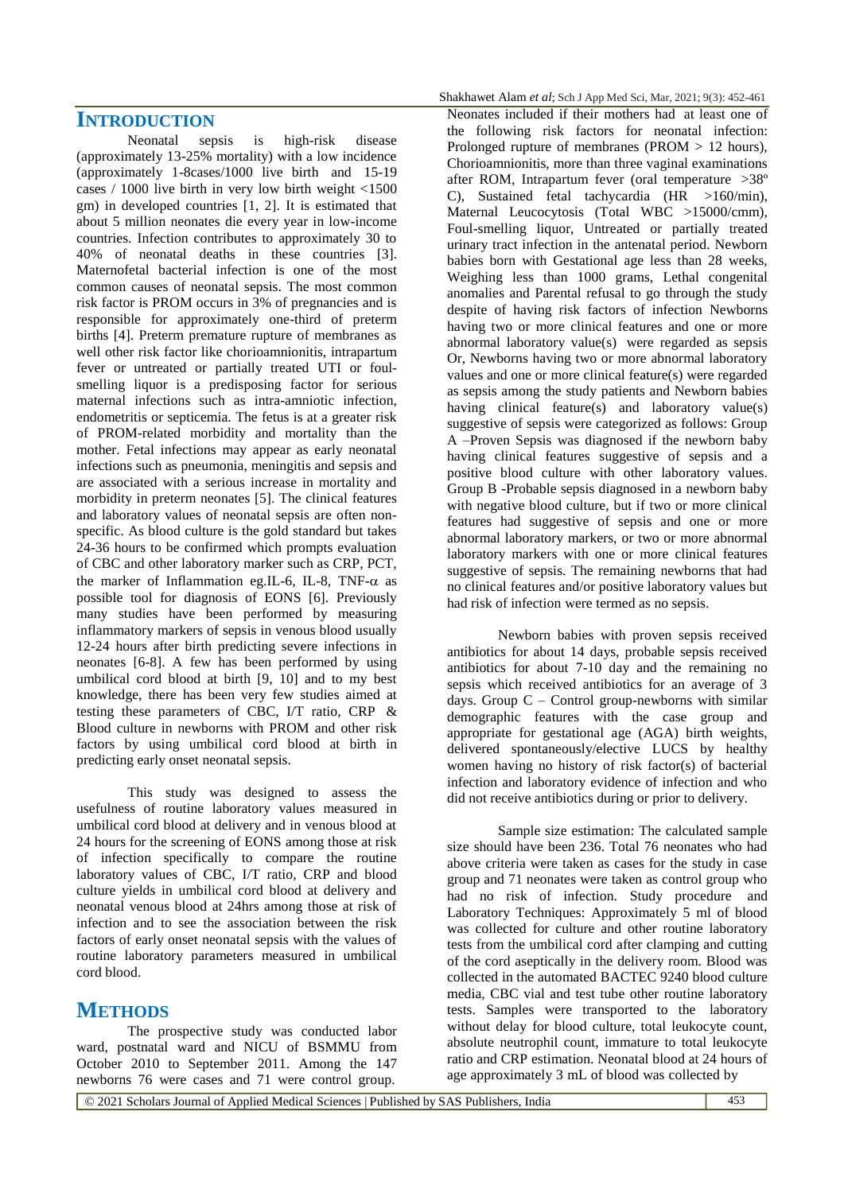# INTRODUCTION

Neonatal sepsis is high-risk disease (approximately 13-25% mortality) with a low incidence (approximately 1-8cases/1000 live birth and 15-19 cases / 1000 live birth in very low birth weight <1500 gm) in developed countries [1, 2]. It is estimated that about 5 million neonates die every year in low-income countries. Infection contributes to approximately 30 to 40% of neonatal deaths in these countries [3]. Maternofetal bacterial infection is one of the most common causes of neonatal sepsis. The most common risk factor is PROM occurs in 3% of pregnancies and is responsible for approximately one-third of preterm births [4]. Preterm premature rupture of membranes as well other risk factor like chorioamnionitis, intrapartum fever or untreated or partially treated UTI or foul-smelling liquor is a predisposing factor for serious maternal infections such as intra-amniotic infection, endometritis or septicemia. The fetus is at a greater risk of PROM-related morbidity and mortality than the mother. Fetal infections may appear as early neonatal infections such as pneumonia, meningitis and sepsis and are associated with a serious increase in mortality and morbidity in preterm neonates [5]. The clinical features and laboratory values of neonatal sepsis are often non-specific. As blood culture is the gold standard but takes 24-36 hours to be confirmed which prompts evaluation of CBC and other laboratory marker such as CRP, PCT, the marker of Inflammation eg.IL-6, IL-8, TNF-α as possible tool for diagnosis of EONS [6]. Previously many studies have been performed by measuring inflammatory markers of sepsis in venous blood usually 12-24 hours after birth predicting severe infections in neonates [6-8]. A few has been performed by using umbilical cord blood at birth [9, 10] and to my best knowledge, there has been very few studies aimed at testing these parameters of CBC, I/T ratio, CRP & Blood culture in newborns with PROM and other risk factors by using umbilical cord blood at birth in predicting early onset neonatal sepsis.

This study was designed to assess the usefulness of routine laboratory values measured in umbilical cord blood at delivery and in venous blood at 24 hours for the screening of EONS among those at risk of infection specifically to compare the routine laboratory values of CBC, I/T ratio, CRP and blood culture yields in umbilical cord blood at delivery and neonatal venous blood at 24hrs among those at risk of infection and to see the association between the risk factors of early onset neonatal sepsis with the values of routine laboratory parameters measured in umbilical cord blood.

# METHODS

The prospective study was conducted labor ward, postnatal ward and NICU of BSMMU from October 2010 to September 2011. Among the 147 newborns 76 were cases and 71 were control group. Neonates included if their mothers had at least one of the following risk factors for neonatal infection: Prolonged rupture of membranes (PROM > 12 hours), Chorioamnionitis, more than three vaginal examinations after ROM, Intrapartum fever (oral temperature >38º C), Sustained fetal tachycardia (HR >160/min), Maternal Leucocytosis (Total WBC >15000/cmm), Foul-smelling liquor, Untreated or partially treated urinary tract infection in the antenatal period. Newborn babies born with Gestational age less than 28 weeks, Weighing less than 1000 grams, Lethal congenital anomalies and Parental refusal to go through the study despite of having risk factors of infection Newborns having two or more clinical features and one or more abnormal laboratory value(s) were regarded as sepsis Or, Newborns having two or more abnormal laboratory values and one or more clinical feature(s) were regarded as sepsis among the study patients and Newborn babies having clinical feature(s) and laboratory value(s) suggestive of sepsis were categorized as follows: Group A –Proven Sepsis was diagnosed if the newborn baby having clinical features suggestive of sepsis and a positive blood culture with other laboratory values. Group B -Probable sepsis diagnosed in a newborn baby with negative blood culture, but if two or more clinical features had suggestive of sepsis and one or more abnormal laboratory markers, or two or more abnormal laboratory markers with one or more clinical features suggestive of sepsis. The remaining newborns that had no clinical features and/or positive laboratory values but had risk of infection were termed as no sepsis.

Newborn babies with proven sepsis received antibiotics for about 14 days, probable sepsis received antibiotics for about 7-10 day and the remaining no sepsis which received antibiotics for an average of 3 days. Group C – Control group-newborns with similar demographic features with the case group and appropriate for gestational age (AGA) birth weights, delivered spontaneously/elective LUCS by healthy women having no history of risk factor(s) of bacterial infection and laboratory evidence of infection and who did not receive antibiotics during or prior to delivery.

Sample size estimation: The calculated sample size should have been 236. Total 76 neonates who had above criteria were taken as cases for the study in case group and 71 neonates were taken as control group who had no risk of infection. Study procedure and Laboratory Techniques: Approximately 5 ml of blood was collected for culture and other routine laboratory tests from the umbilical cord after clamping and cutting of the cord aseptically in the delivery room. Blood was collected in the automated BACTEC 9240 blood culture media, CBC vial and test tube other routine laboratory tests. Samples were transported to the laboratory without delay for blood culture, total leukocyte count, absolute neutrophil count, immature to total leukocyte ratio and CRP estimation. Neonatal blood at 24 hours of age approximately 3 mL of blood was collected by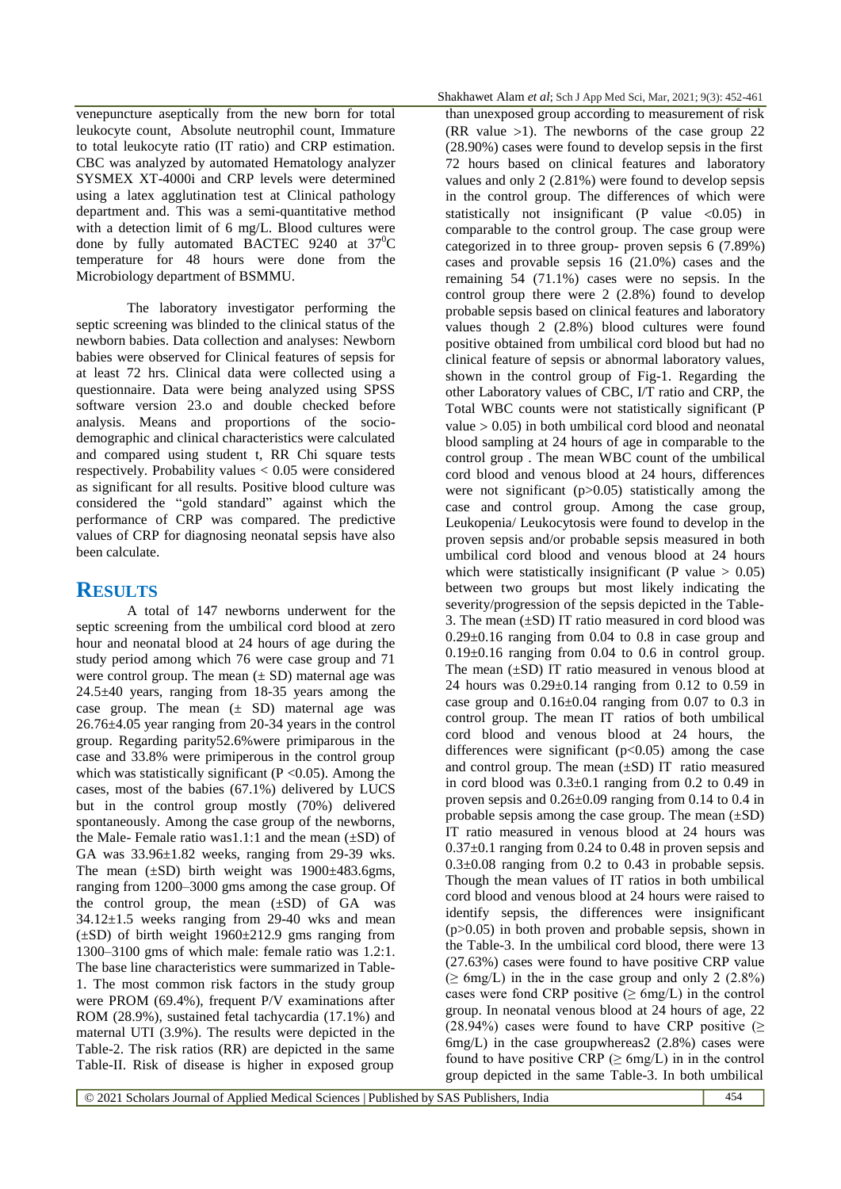venepuncture aseptically from the new born for total leukocyte count, Absolute neutrophil count, Immature to total leukocyte ratio (IT ratio) and CRP estimation. CBC was analyzed by automated Hematology analyzer SYSMEX XT-4000i and CRP levels were determined using a latex agglutination test at Clinical pathology department and. This was a semi-quantitative method with a detection limit of 6 mg/L. Blood cultures were done by fully automated BACTEC 9240 at $37^0$C temperature for 48 hours were done from the Microbiology department of BSMMU.

The laboratory investigator performing the septic screening was blinded to the clinical status of the newborn babies. Data collection and analyses: Newborn babies were observed for Clinical features of sepsis for at least 72 hrs. Clinical data were collected using a questionnaire. Data were being analyzed using SPSS software version 23.o and double checked before analysis. Means and proportions of the socio-demographic and clinical characteristics were calculated and compared using student t, RR Chi square tests respectively. Probability values < 0.05 were considered as significant for all results. Positive blood culture was considered the "gold standard" against which the performance of CRP was compared. The predictive values of CRP for diagnosing neonatal sepsis have also been calculate.

## RESULTS

A total of 147 newborns underwent for the septic screening from the umbilical cord blood at zero hour and neonatal blood at 24 hours of age during the study period among which 76 were case group and 71 were control group. The mean (± SD) maternal age was 24.5±40 years, ranging from 18-35 years among the case group. The mean (± SD) maternal age was 26.76±4.05 year ranging from 20-34 years in the control group. Regarding parity52.6%were primiparous in the case and 33.8% were primiperous in the control group which was statistically significant (P <0.05). Among the cases, most of the babies (67.1%) delivered by LUCS but in the control group mostly (70%) delivered spontaneously. Among the case group of the newborns, the Male- Female ratio was1.1:1 and the mean (±SD) of GA was 33.96±1.82 weeks, ranging from 29-39 wks. The mean (±SD) birth weight was 1900±483.6gms, ranging from 1200–3000 gms among the case group. Of the control group, the mean (±SD) of GA was 34.12±1.5 weeks ranging from 29-40 wks and mean (±SD) of birth weight 1960±212.9 gms ranging from 1300–3100 gms of which male: female ratio was 1.2:1. The base line characteristics were summarized in Table-1. The most common risk factors in the study group were PROM (69.4%), frequent P/V examinations after ROM (28.9%), sustained fetal tachycardia (17.1%) and maternal UTI (3.9%). The results were depicted in the Table-2. The risk ratios (RR) are depicted in the same Table-II. Risk of disease is higher in exposed group than unexposed group according to measurement of risk (RR value >1). The newborns of the case group 22 (28.90%) cases were found to develop sepsis in the first 72 hours based on clinical features and laboratory values and only 2 (2.81%) were found to develop sepsis in the control group. The differences of which were statistically not insignificant (P value <0.05) in comparable to the control group. The case group were categorized in to three group- proven sepsis 6 (7.89%) cases and provable sepsis 16 (21.0%) cases and the remaining 54 (71.1%) cases were no sepsis. In the control group there were 2 (2.8%) found to develop probable sepsis based on clinical features and laboratory values though 2 (2.8%) blood cultures were found positive obtained from umbilical cord blood but had no clinical feature of sepsis or abnormal laboratory values, shown in the control group of Fig-1. Regarding the other Laboratory values of CBC, I/T ratio and CRP, the Total WBC counts were not statistically significant (P value > 0.05) in both umbilical cord blood and neonatal blood sampling at 24 hours of age in comparable to the control group . The mean WBC count of the umbilical cord blood and venous blood at 24 hours, differences were not significant (p>0.05) statistically among the case and control group. Among the case group, Leukopenia/ Leukocytosis were found to develop in the proven sepsis and/or probable sepsis measured in both umbilical cord blood and venous blood at 24 hours which were statistically insignificant (P value > 0.05) between two groups but most likely indicating the severity/progression of the sepsis depicted in the Table-3. The mean (±SD) IT ratio measured in cord blood was 0.29±0.16 ranging from 0.04 to 0.8 in case group and 0.19±0.16 ranging from 0.04 to 0.6 in control group. The mean (±SD) IT ratio measured in venous blood at 24 hours was 0.29±0.14 ranging from 0.12 to 0.59 in case group and 0.16±0.04 ranging from 0.07 to 0.3 in control group. The mean IT ratios of both umbilical cord blood and venous blood at 24 hours, the differences were significant (p<0.05) among the case and control group. The mean (±SD) IT ratio measured in cord blood was 0.3±0.1 ranging from 0.2 to 0.49 in proven sepsis and 0.26±0.09 ranging from 0.14 to 0.4 in probable sepsis among the case group. The mean (±SD) IT ratio measured in venous blood at 24 hours was 0.37±0.1 ranging from 0.24 to 0.48 in proven sepsis and 0.3±0.08 ranging from 0.2 to 0.43 in probable sepsis. Though the mean values of IT ratios in both umbilical cord blood and venous blood at 24 hours were raised to identify sepsis, the differences were insignificant (p>0.05) in both proven and probable sepsis, shown in the Table-3. In the umbilical cord blood, there were 13 (27.63%) cases were found to have positive CRP value (≥ 6mg/L) in the in the case group and only 2 (2.8%) cases were fond CRP positive (≥ 6mg/L) in the control group. In neonatal venous blood at 24 hours of age, 22 (28.94%) cases were found to have CRP positive (≥ 6mg/L) in the case groupwhereas2 (2.8%) cases were found to have positive CRP (≥ 6mg/L) in in the control group depicted in the same Table-3. In both umbilical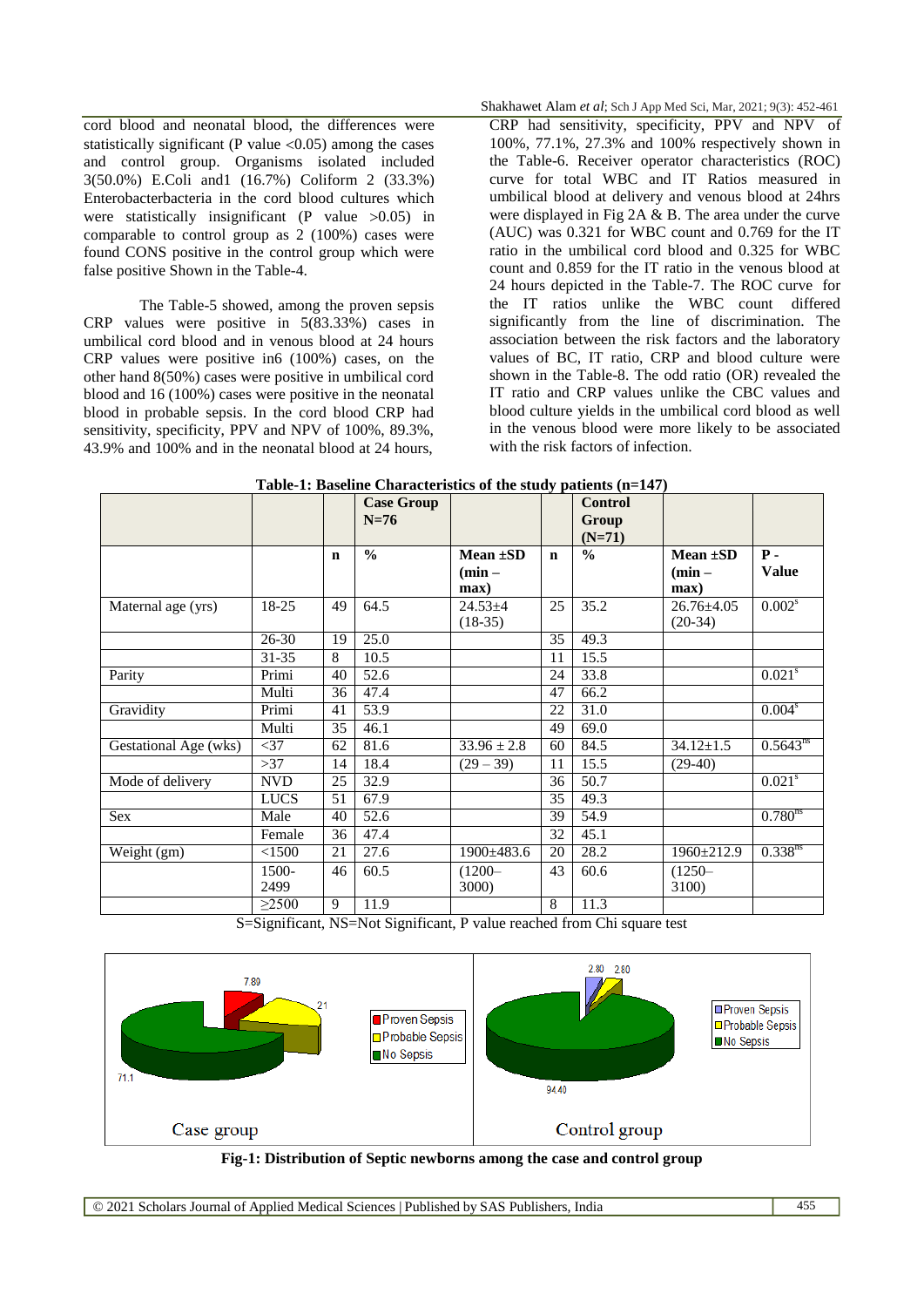cord blood and neonatal blood, the differences were statistically significant (P value <0.05) among the cases and control group. Organisms isolated included 3(50.0%) E.Coli and1 (16.7%) Coliform 2 (33.3%) Enterobacterbacteria in the cord blood cultures which were statistically insignificant (P value >0.05) in comparable to control group as 2 (100%) cases were found CONS positive in the control group which were false positive Shown in the Table-4.

The Table-5 showed, among the proven sepsis CRP values were positive in 5(83.33%) cases in umbilical cord blood and in venous blood at 24 hours CRP values were positive in6 (100%) cases, on the other hand 8(50%) cases were positive in umbilical cord blood and 16 (100%) cases were positive in the neonatal blood in probable sepsis. In the cord blood CRP had sensitivity, specificity, PPV and NPV of 100%, 89.3%, 43.9% and 100% and in the neonatal blood at 24 hours, CRP had sensitivity, specificity, PPV and NPV of 100%, 77.1%, 27.3% and 100% respectively shown in the Table-6. Receiver operator characteristics (ROC) curve for total WBC and IT Ratios measured in umbilical blood at delivery and venous blood at 24hrs were displayed in Fig 2A & B. The area under the curve (AUC) was 0.321 for WBC count and 0.769 for the IT ratio in the umbilical cord blood and 0.325 for WBC count and 0.859 for the IT ratio in the venous blood at 24 hours depicted in the Table-7. The ROC curve for the IT ratios unlike the WBC count differed significantly from the line of discrimination. The association between the risk factors and the laboratory values of BC, IT ratio, CRP and blood culture were shown in the Table-8. The odd ratio (OR) revealed the IT ratio and CRP values unlike the CBC values and blood culture yields in the umbilical cord blood as well in the venous blood were more likely to be associated with the risk factors of infection.

**Table-1: Baseline Characteristics of the study patients (n=147)**

| | | | Case Group N=76 | | | Control Group (N=71) | | |
|---|---|---|---|---|---|---|---|---|
| | | **n** | **%** | **Mean ±SD (min – max)** | **n** | **%** | **Mean ±SD (min – max)** | **P - Value** |
| Maternal age (yrs) | 18-25 | 49 | 64.5 | 24.53±4 (18-35) | 25 | 35.2 | 26.76±4.05 (20-34) | 0.002[s] |
| | 26-30 | 19 | 25.0 | | 35 | 49.3 | | |
| | 31-35 | 8 | 10.5 | | 11 | 15.5 | | |
| Parity | Primi | 40 | 52.6 | | 24 | 33.8 | | 0.021[s] |
| | Multi | 36 | 47.4 | | 47 | 66.2 | | |
| Gravidity | Primi | 41 | 53.9 | | 22 | 31.0 | | 0.004[s] |
| | Multi | 35 | 46.1 | | 49 | 69.0 | | |
| Gestational Age (wks) | <37 | 62 | 81.6 | 33.96 ± 2.8 | 60 | 84.5 | 34.12±1.5 | 0.5643[ns] |
| | >37 | 14 | 18.4 | (29 – 39) | 11 | 15.5 | (29-40) | |
| Mode of delivery | NVD | 25 | 32.9 | | 36 | 50.7 | | 0.021[s] |
| | LUCS | 51 | 67.9 | | 35 | 49.3 | | |
| Sex | Male | 40 | 52.6 | | 39 | 54.9 | | 0.780[ns] |
| | Female | 36 | 47.4 | | 32 | 45.1 | | |
| Weight (gm) | <1500 | 21 | 27.6 | 1900±483.6 | 20 | 28.2 | 1960±212.9 | 0.338[ns] |
| | 1500-2499 | 46 | 60.5 | (1200–3000) | 43 | 60.6 | (1250–3100) | |
| | ≥2500 | 9 | 11.9 | | 8 | 11.3 | | |

S=Significant, NS=Not Significant, P value reached from Chi square test

**Fig-1: Distribution of Septic newborns among the case and control group**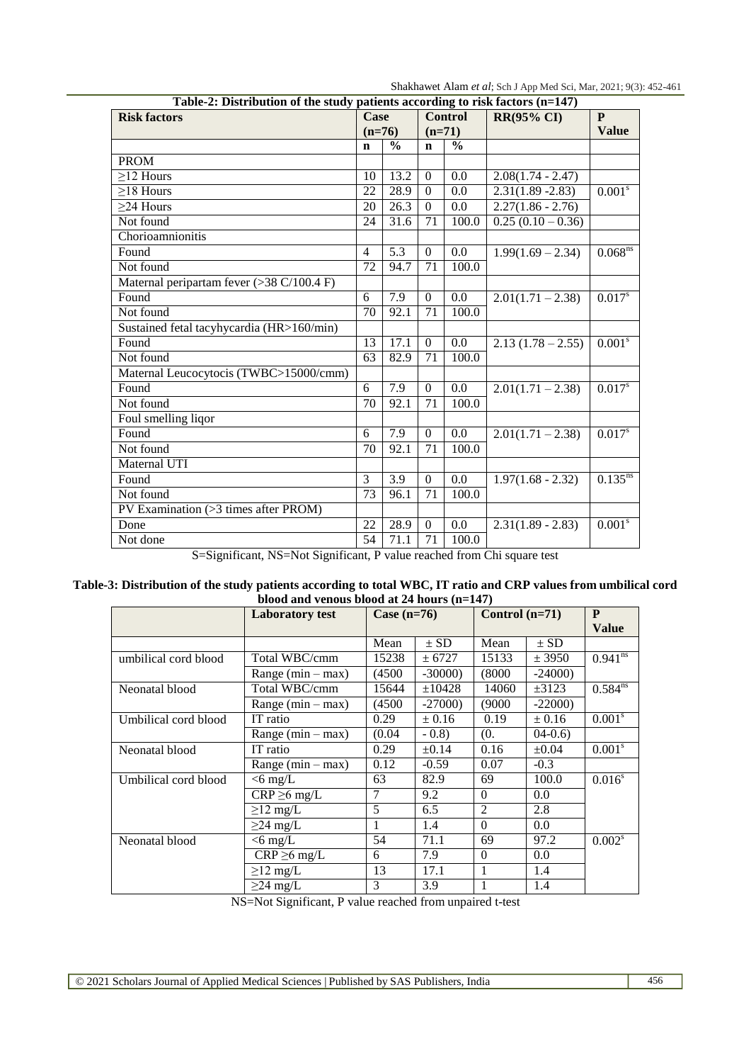**Table-2: Distribution of the study patients according to risk factors (n=147)**

| Risk factors | Case (n=76) | | Control (n=71) | | RR(95% CI) | P Value |
|---|---|---|---|---|---|---|
| | n | % | n | % | | |
| PROM | | | | | | |
| ≥12 Hours | 10 | 13.2 | 0 | 0.0 | 2.08(1.74 - 2.47) | |
| ≥18 Hours | 22 | 28.9 | 0 | 0.0 | 2.31(1.89 -2.83) | 0.001[s] |
| ≥24 Hours | 20 | 26.3 | 0 | 0.0 | 2.27(1.86 - 2.76) | |
| Not found | 24 | 31.6 | 71 | 100.0 | 0.25 (0.10 – 0.36) | |
| Chorioamnionitis | | | | | | |
| Found | 4 | 5.3 | 0 | 0.0 | 1.99(1.69 – 2.34) | 0.068[ns] |
| Not found | 72 | 94.7 | 71 | 100.0 | | |
| Maternal peripartam fever (>38 C/100.4 F) | | | | | | |
| Found | 6 | 7.9 | 0 | 0.0 | 2.01(1.71 – 2.38) | 0.017[s] |
| Not found | 70 | 92.1 | 71 | 100.0 | | |
| Sustained fetal tacyhycardia (HR>160/min) | | | | | | |
| Found | 13 | 17.1 | 0 | 0.0 | 2.13 (1.78 – 2.55) | 0.001[s] |
| Not found | 63 | 82.9 | 71 | 100.0 | | |
| Maternal Leucocytocis (TWBC>15000/cmm) | | | | | | |
| Found | 6 | 7.9 | 0 | 0.0 | 2.01(1.71 – 2.38) | 0.017[s] |
| Not found | 70 | 92.1 | 71 | 100.0 | | |
| Foul smelling liqor | | | | | | |
| Found | 6 | 7.9 | 0 | 0.0 | 2.01(1.71 – 2.38) | 0.017[s] |
| Not found | 70 | 92.1 | 71 | 100.0 | | |
| Maternal UTI | | | | | | |
| Found | 3 | 3.9 | 0 | 0.0 | 1.97(1.68 - 2.32) | 0.135[ns] |
| Not found | 73 | 96.1 | 71 | 100.0 | | |
| PV Examination (>3 times after PROM) | | | | | | |
| Done | 22 | 28.9 | 0 | 0.0 | 2.31(1.89 - 2.83) | 0.001[s] |
| Not done | 54 | 71.1 | 71 | 100.0 | | |

S=Significant, NS=Not Significant, P value reached from Chi square test

**Table-3: Distribution of the study patients according to total WBC, IT ratio and CRP values from umbilical cord blood and venous blood at 24 hours (n=147)**

| | Laboratory test | Case (n=76) | | Control (n=71) | | P Value |
|---|---|---|---|---|---|---|
| | | Mean | ± SD | Mean | ± SD | |
| umbilical cord blood | Total WBC/cmm | 15238 | ± 6727 | 15133 | ± 3950 | 0.941[ns] |
| | Range (min – max) | (4500 | -30000) | (8000 | -24000) | |
| Neonatal blood | Total WBC/cmm | 15644 | ±10428 | 14060 | ±3123 | 0.584[ns] |
| | Range (min – max) | (4500 | -27000) | (9000 | -22000) | |
| Umbilical cord blood | IT ratio | 0.29 | ± 0.16 | 0.19 | ± 0.16 | 0.001[s] |
| | Range (min – max) | (0.04 | - 0.8) | (0. | 04-0.6) | |
| Neonatal blood | IT ratio | 0.29 | ±0.14 | 0.16 | ±0.04 | 0.001[s] |
| | Range (min – max) | 0.12 | -0.59 | 0.07 | -0.3 | |
| Umbilical cord blood | <6 mg/L | 63 | 82.9 | 69 | 100.0 | 0.016[s] |
| | CRP ≥6 mg/L | 7 | 9.2 | 0 | 0.0 | |
| | ≥12 mg/L | 5 | 6.5 | 2 | 2.8 | |
| | ≥24 mg/L | 1 | 1.4 | 0 | 0.0 | |
| Neonatal blood | <6 mg/L | 54 | 71.1 | 69 | 97.2 | 0.002[s] |
| | CRP ≥6 mg/L | 6 | 7.9 | 0 | 0.0 | |
| | ≥12 mg/L | 13 | 17.1 | 1 | 1.4 | |
| | ≥24 mg/L | 3 | 3.9 | 1 | 1.4 | |

NS=Not Significant, P value reached from unpaired t-test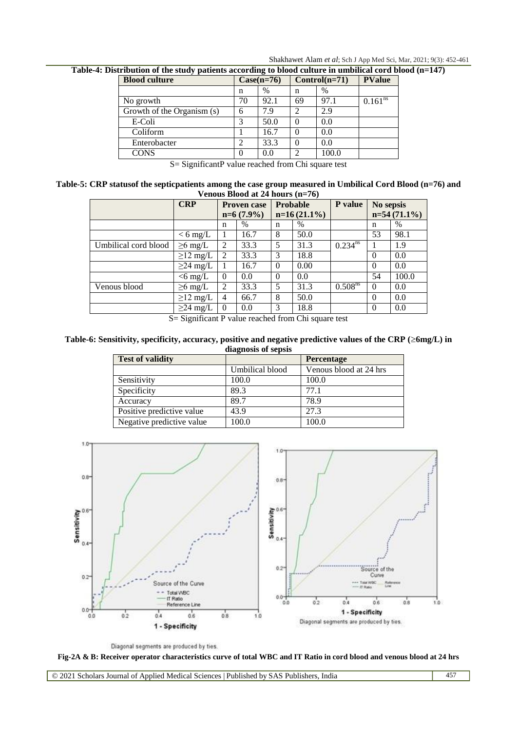**Table-4: Distribution of the study patients according to blood culture in umbilical cord blood (n=147)**

| Blood culture | Case(n=76) | | Control(n=71) | | PValue |
|---|---|---|---|---|---|
| | n | % | n | % | |
| No growth | 70 | 92.1 | 69 | 97.1 | $0.161^{ns}$ |
| Growth of the Organism (s) | 6 | 7.9 | 2 | 2.9 | |
| E-Coli | 3 | 50.0 | 0 | 0.0 | |
| Coliform | 1 | 16.7 | 0 | 0.0 | |
| Enterobacter | 2 | 33.3 | 0 | 0.0 | |
| CONS | 0 | 0.0 | 2 | 100.0 | |

S= SignificantP value reached from Chi square test

**Table-5: CRP statusof the septicpatients among the case group measured in Umbilical Cord Blood (n=76) and Venous Blood at 24 hours (n=76)**

| | CRP | Proven case n=6 (7.9%) | | Probable n=16 (21.1%) | | P value | No sepsis n=54 (71.1%) | |
|---|---|---|---|---|---|---|---|---|
| | | n | % | n | % | | n | % |
| | < 6 mg/L | 1 | 16.7 | 8 | 50.0 | | 53 | 98.1 |
| Umbilical cord blood | ≥6 mg/L | 2 | 33.3 | 5 | 31.3 | $0.234^{ns}$ | 1 | 1.9 |
| | ≥12 mg/L | 2 | 33.3 | 3 | 18.8 | | 0 | 0.0 |
| | ≥24 mg/L | 1 | 16.7 | 0 | 0.00 | | 0 | 0.0 |
| | <6 mg/L | 0 | 0.0 | 0 | 0.0 | | 54 | 100.0 |
| Venous blood | ≥6 mg/L | 2 | 33.3 | 5 | 31.3 | $0.508^{ns}$ | 0 | 0.0 |
| | ≥12 mg/L | 4 | 66.7 | 8 | 50.0 | | 0 | 0.0 |
| | ≥24 mg/L | 0 | 0.0 | 3 | 18.8 | | 0 | 0.0 |

S= Significant P value reached from Chi square test

**Table-6: Sensitivity, specificity, accuracy, positive and negative predictive values of the CRP (≥6mg/L) in diagnosis of sepsis**

| Test of validity | | Percentage |
|---|---|---|
| | Umbilical blood | Venous blood at 24 hrs |
| Sensitivity | 100.0 | 100.0 |
| Specificity | 89.3 | 77.1 |
| Accuracy | 89.7 | 78.9 |
| Positive predictive value | 43.9 | 27.3 |
| Negative predictive value | 100.0 | 100.0 |

Diagonal segments are produced by ties.

**Fig-2A & B: Receiver operator characteristics curve of total WBC and IT Ratio in cord blood and venous blood at 24 hrs**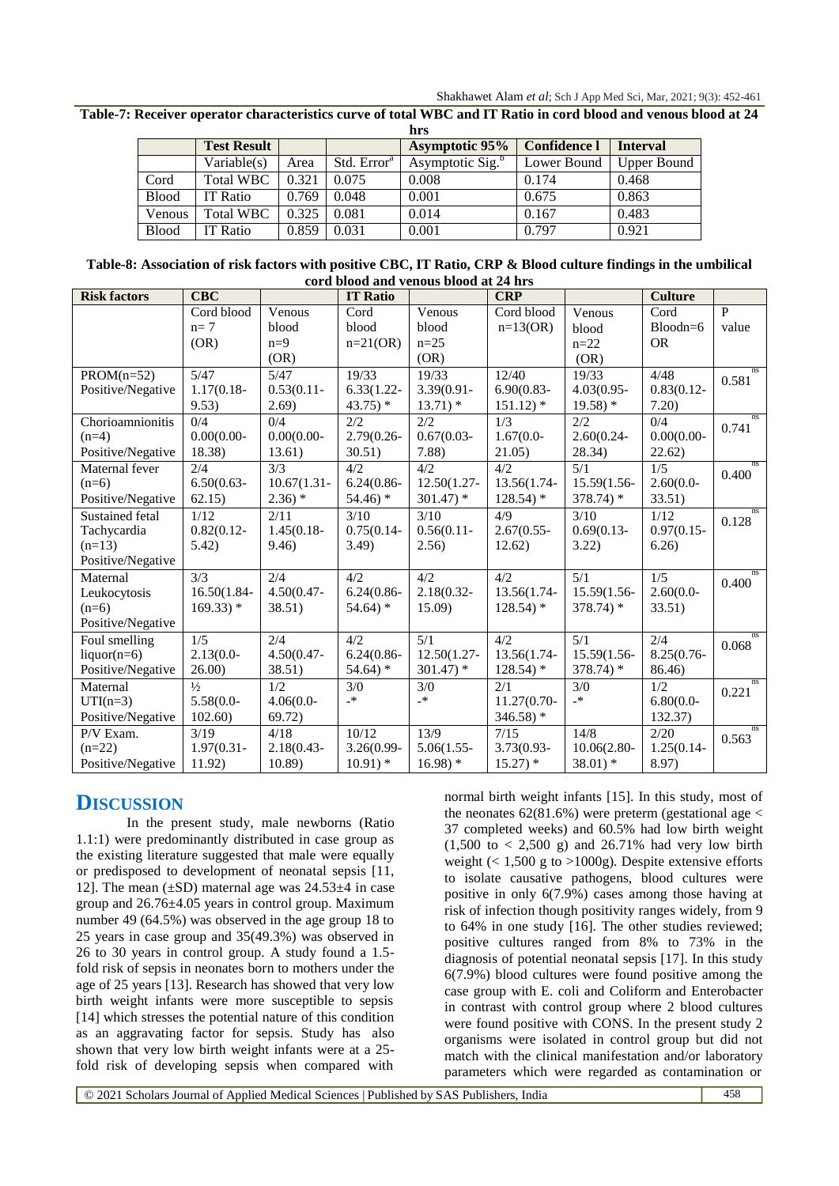**Table-7: Receiver operator characteristics curve of total WBC and IT Ratio in cord blood and venous blood at 24 hrs**

| | Test Result | | | Asymptotic 95% | Confidence l | Interval |
|---|---|---|---|---|---|---|
| | Variable(s) | Area | Std. Error[a] | Asymptotic Sig.[b] | Lower Bound | Upper Bound |
| Cord | Total WBC | 0.321 | 0.075 | 0.008 | 0.174 | 0.468 |
| Blood | IT Ratio | 0.769 | 0.048 | 0.001 | 0.675 | 0.863 |
| Venous | Total WBC | 0.325 | 0.081 | 0.014 | 0.167 | 0.483 |
| Blood | IT Ratio | 0.859 | 0.031 | 0.001 | 0.797 | 0.921 |

**Table-8: Association of risk factors with positive CBC, IT Ratio, CRP & Blood culture findings in the umbilical cord blood and venous blood at 24 hrs**

| Risk factors | CBC | | IT Ratio | | CRP | | Culture | |
|---|---|---|---|---|---|---|---|---|
| | Cord blood n= 7 (OR) | Venous blood n=9 (OR) | Cord blood n=21(OR) | Venous blood n=25 (OR) | Cord blood n=13(OR) | Venous blood n=22 (OR) | Cord Bloodn=6 OR | P value |
| PROM(n=52) Positive/Negative | 5/47 1.17(0.18-9.53) | 5/47 0.53(0.11-2.69) | 19/33 6.33(1.22-43.75) * | 19/33 3.39(0.91-13.71) * | 12/40 6.90(0.83-151.12) * | 19/33 4.03(0.95-19.58) * | 4/48 0.83(0.12-7.20) | 0.581 ns |
| Chorioamnionitis (n=4) Positive/Negative | 0/4 0.00(0.00-18.38) | 0/4 0.00(0.00-13.61) | 2/2 2.79(0.26-30.51) | 2/2 0.67(0.03-7.88) | 1/3 1.67(0.0-21.05) | 2/2 2.60(0.24-28.34) | 0/4 0.00(0.00-22.62) | 0.741 ns |
| Maternal fever (n=6) Positive/Negative | 2/4 6.50(0.63-62.15) | 3/3 10.67(1.31-2.36) * | 4/2 6.24(0.86-54.46) * | 4/2 12.50(1.27-301.47) * | 4/2 13.56(1.74-128.54) * | 5/1 15.59(1.56-378.74) * | 1/5 2.60(0.0-33.51) | 0.400 ns |
| Sustained fetal Tachycardia (n=13) Positive/Negative | 1/12 0.82(0.12-5.42) | 2/11 1.45(0.18-9.46) | 3/10 0.75(0.14-3.49) | 3/10 0.56(0.11-2.56) | 4/9 2.67(0.55-12.62) | 3/10 0.69(0.13-3.22) | 1/12 0.97(0.15-6.26) | 0.128 ns |
| Maternal Leukocytosis (n=6) Positive/Negative | 3/3 16.50(1.84-169.33) * | 2/4 4.50(0.47-38.51) | 4/2 6.24(0.86-54.64) * | 4/2 2.18(0.32-15.09) | 4/2 13.56(1.74-128.54) * | 5/1 15.59(1.56-378.74) * | 1/5 2.60(0.0-33.51) | 0.400 ns |
| Foul smelling liquor(n=6) Positive/Negative | 1/5 2.13(0.0-26.00) | 2/4 4.50(0.47-38.51) | 4/2 6.24(0.86-54.64) * | 5/1 12.50(1.27-301.47) * | 4/2 13.56(1.74-128.54) * | 5/1 15.59(1.56-378.74) * | 2/4 8.25(0.76-86.46) | 0.068 ns |
| Maternal UTI(n=3) Positive/Negative | ½ 5.58(0.0-102.60) | 1/2 4.06(0.0-69.72) | 3/0 -* | 3/0 -* | 2/1 11.27(0.70-346.58) * | 3/0 -* | 1/2 6.80(0.0-132.37) | 0.221 ns |
| P/V Exam. (n=22) Positive/Negative | 3/19 1.97(0.31-11.92) | 4/18 2.18(0.43-10.89) | 10/12 3.26(0.99-10.91) * | 13/9 5.06(1.55-16.98) * | 7/15 3.73(0.93-15.27) * | 14/8 10.06(2.80-38.01) * | 2/20 1.25(0.14-8.97) | 0.563 ns |

## DISCUSSION

In the present study, male newborns (Ratio 1.1:1) were predominantly distributed in case group as the existing literature suggested that male were equally or predisposed to development of neonatal sepsis [11, 12]. The mean (±SD) maternal age was 24.53±4 in case group and 26.76±4.05 years in control group. Maximum number 49 (64.5%) was observed in the age group 18 to 25 years in case group and 35(49.3%) was observed in 26 to 30 years in control group. A study found a 1.5-fold risk of sepsis in neonates born to mothers under the age of 25 years [13]. Research has showed that very low birth weight infants were more susceptible to sepsis [14] which stresses the potential nature of this condition as an aggravating factor for sepsis. Study has also shown that very low birth weight infants were at a 25-fold risk of developing sepsis when compared with normal birth weight infants [15]. In this study, most of the neonates 62(81.6%) were preterm (gestational age < 37 completed weeks) and 60.5% had low birth weight (1,500 to < 2,500 g) and 26.71% had very low birth weight (< 1,500 g to >1000g). Despite extensive efforts to isolate causative pathogens, blood cultures were positive in only 6(7.9%) cases among those having at risk of infection though positivity ranges widely, from 9 to 64% in one study [16]. The other studies reviewed; positive cultures ranged from 8% to 73% in the diagnosis of potential neonatal sepsis [17]. In this study 6(7.9%) blood cultures were found positive among the case group with E. coli and Coliform and Enterobacter in contrast with control group where 2 blood cultures were found positive with CONS. In the present study 2 organisms were isolated in control group but did not match with the clinical manifestation and/or laboratory parameters which were regarded as contamination or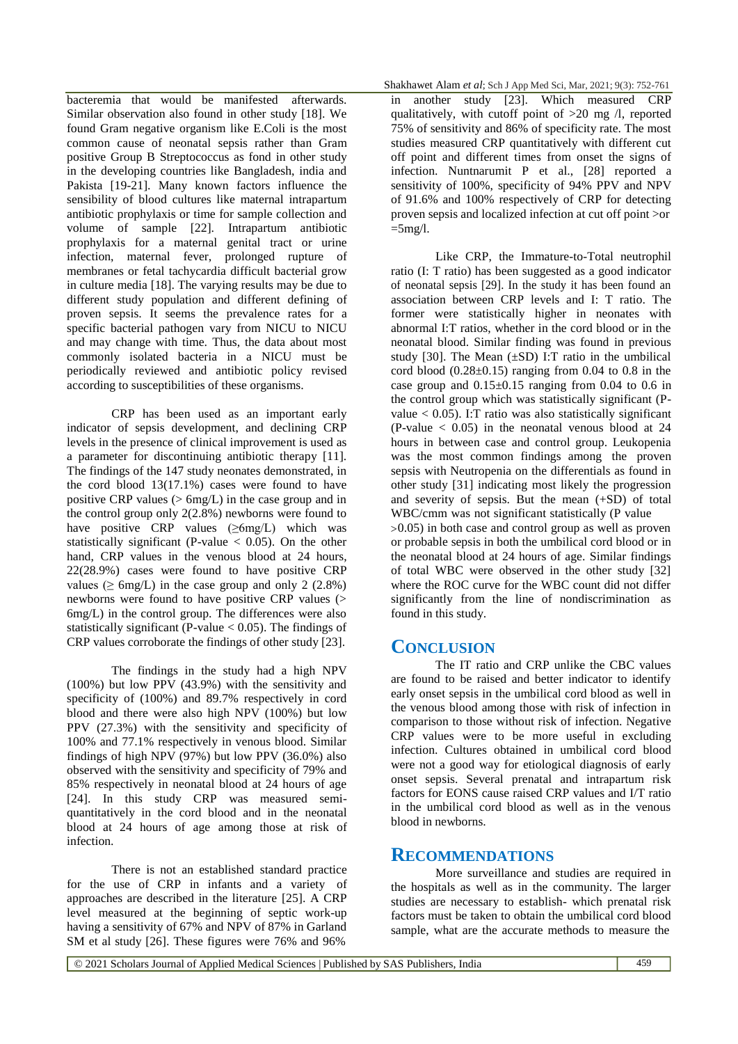bacteremia that would be manifested afterwards. Similar observation also found in other study [18]. We found Gram negative organism like E.Coli is the most common cause of neonatal sepsis rather than Gram positive Group B Streptococcus as fond in other study in the developing countries like Bangladesh, india and Pakista [19-21]. Many known factors influence the sensibility of blood cultures like maternal intrapartum antibiotic prophylaxis or time for sample collection and volume of sample [22]. Intrapartum antibiotic prophylaxis for a maternal genital tract or urine infection, maternal fever, prolonged rupture of membranes or fetal tachycardia difficult bacterial grow in culture media [18]. The varying results may be due to different study population and different defining of proven sepsis. It seems the prevalence rates for a specific bacterial pathogen vary from NICU to NICU and may change with time. Thus, the data about most commonly isolated bacteria in a NICU must be periodically reviewed and antibiotic policy revised according to susceptibilities of these organisms.

CRP has been used as an important early indicator of sepsis development, and declining CRP levels in the presence of clinical improvement is used as a parameter for discontinuing antibiotic therapy [11]. The findings of the 147 study neonates demonstrated, in the cord blood 13(17.1%) cases were found to have positive CRP values (> 6mg/L) in the case group and in the control group only 2(2.8%) newborns were found to have positive CRP values (≥6mg/L) which was statistically significant (P-value < 0.05). On the other hand, CRP values in the venous blood at 24 hours, 22(28.9%) cases were found to have positive CRP values (≥ 6mg/L) in the case group and only 2 (2.8%) newborns were found to have positive CRP values (> 6mg/L) in the control group. The differences were also statistically significant (P-value < 0.05). The findings of CRP values corroborate the findings of other study [23].

The findings in the study had a high NPV (100%) but low PPV (43.9%) with the sensitivity and specificity of (100%) and 89.7% respectively in cord blood and there were also high NPV (100%) but low PPV (27.3%) with the sensitivity and specificity of 100% and 77.1% respectively in venous blood. Similar findings of high NPV (97%) but low PPV (36.0%) also observed with the sensitivity and specificity of 79% and 85% respectively in neonatal blood at 24 hours of age [24]. In this study CRP was measured semi-quantitatively in the cord blood and in the neonatal blood at 24 hours of age among those at risk of infection.

There is not an established standard practice for the use of CRP in infants and a variety of approaches are described in the literature [25]. A CRP level measured at the beginning of septic work-up having a sensitivity of 67% and NPV of 87% in Garland SM et al study [26]. These figures were 76% and 96% in another study [23]. Which measured CRP qualitatively, with cutoff point of >20 mg /l, reported 75% of sensitivity and 86% of specificity rate. The most studies measured CRP quantitatively with different cut off point and different times from onset the signs of infection. Nuntnarumit P et al., [28] reported a sensitivity of 100%, specificity of 94% PPV and NPV of 91.6% and 100% respectively of CRP for detecting proven sepsis and localized infection at cut off point >or =5mg/l.

Like CRP, the Immature-to-Total neutrophil ratio (I: T ratio) has been suggested as a good indicator of neonatal sepsis [29]. In the study it has been found an association between CRP levels and I: T ratio. The former were statistically higher in neonates with abnormal I:T ratios, whether in the cord blood or in the neonatal blood. Similar finding was found in previous study [30]. The Mean (±SD) I:T ratio in the umbilical cord blood (0.28±0.15) ranging from 0.04 to 0.8 in the case group and 0.15±0.15 ranging from 0.04 to 0.6 in the control group which was statistically significant (P-value < 0.05). I:T ratio was also statistically significant (P-value < 0.05) in the neonatal venous blood at 24 hours in between case and control group. Leukopenia was the most common findings among the proven sepsis with Neutropenia on the differentials as found in other study [31] indicating most likely the progression and severity of sepsis. But the mean (+SD) of total WBC/cmm was not significant statistically (P value >0.05) in both case and control group as well as proven or probable sepsis in both the umbilical cord blood or in the neonatal blood at 24 hours of age. Similar findings of total WBC were observed in the other study [32] where the ROC curve for the WBC count did not differ significantly from the line of nondiscrimination as found in this study.

## Conclusion

The IT ratio and CRP unlike the CBC values are found to be raised and better indicator to identify early onset sepsis in the umbilical cord blood as well in the venous blood among those with risk of infection in comparison to those without risk of infection. Negative CRP values were to be more useful in excluding infection. Cultures obtained in umbilical cord blood were not a good way for etiological diagnosis of early onset sepsis. Several prenatal and intrapartum risk factors for EONS cause raised CRP values and I/T ratio in the umbilical cord blood as well as in the venous blood in newborns.

## Recommendations

More surveillance and studies are required in the hospitals as well as in the community. The larger studies are necessary to establish- which prenatal risk factors must be taken to obtain the umbilical cord blood sample, what are the accurate methods to measure the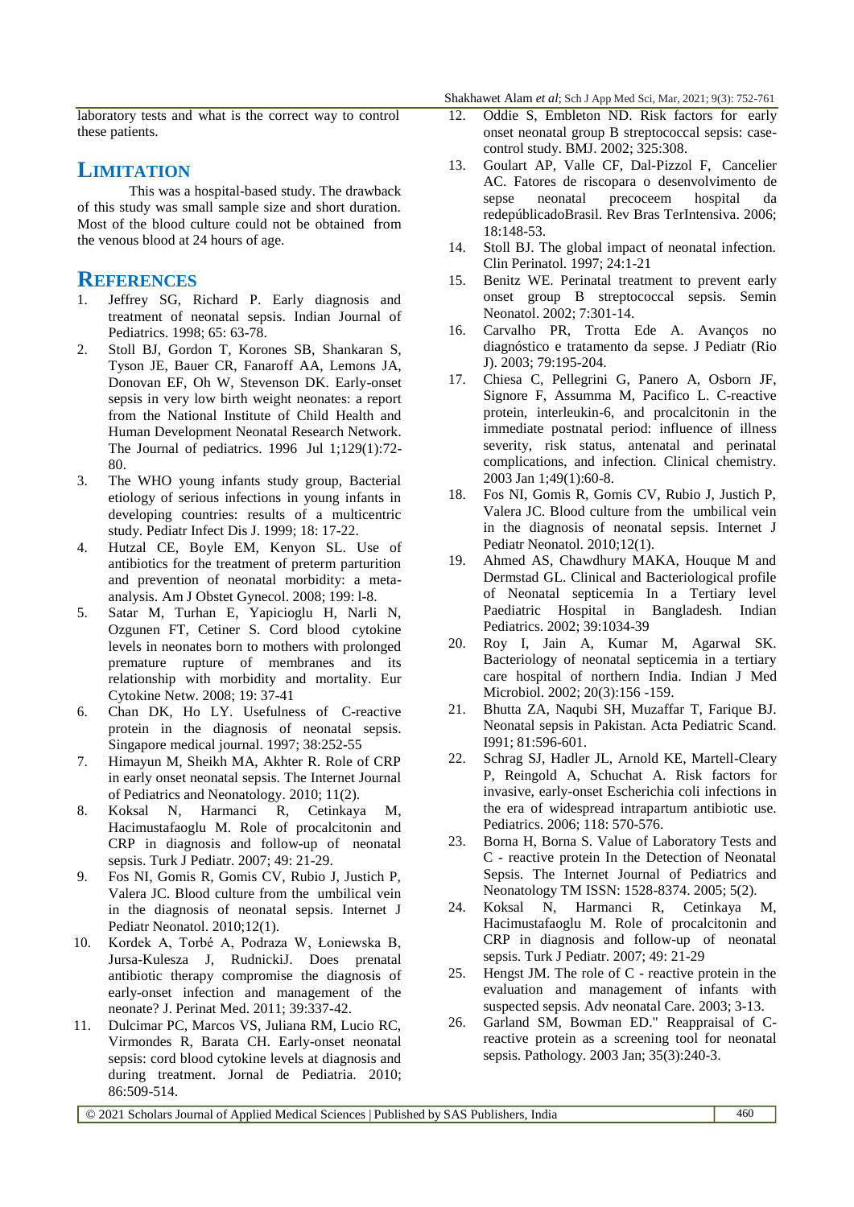laboratory tests and what is the correct way to control these patients.

## LIMITATION

This was a hospital-based study. The drawback of this study was small sample size and short duration. Most of the blood culture could not be obtained from the venous blood at 24 hours of age.

## REFERENCES

1. Jeffrey SG, Richard P. Early diagnosis and treatment of neonatal sepsis. Indian Journal of Pediatrics. 1998; 65: 63-78.
2. Stoll BJ, Gordon T, Korones SB, Shankaran S, Tyson JE, Bauer CR, Fanaroff AA, Lemons JA, Donovan EF, Oh W, Stevenson DK. Early-onset sepsis in very low birth weight neonates: a report from the National Institute of Child Health and Human Development Neonatal Research Network. The Journal of pediatrics. 1996 Jul 1;129(1):72-80.
3. The WHO young infants study group, Bacterial etiology of serious infections in young infants in developing countries: results of a multicentric study. Pediatr Infect Dis J. 1999; 18: 17-22.
4. Hutzal CE, Boyle EM, Kenyon SL. Use of antibiotics for the treatment of preterm parturition and prevention of neonatal morbidity: a meta-analysis. Am J Obstet Gynecol. 2008; 199: l-8.
5. Satar M, Turhan E, Yapicioglu H, Narli N, Ozgunen FT, Cetiner S. Cord blood cytokine levels in neonates born to mothers with prolonged premature rupture of membranes and its relationship with morbidity and mortality. Eur Cytokine Netw. 2008; 19: 37-41
6. Chan DK, Ho LY. Usefulness of C-reactive protein in the diagnosis of neonatal sepsis. Singapore medical journal. 1997; 38:252-55
7. Himayun M, Sheikh MA, Akhter R. Role of CRP in early onset neonatal sepsis. The Internet Journal of Pediatrics and Neonatology. 2010; 11(2).
8. Koksal N, Harmanci R, Cetinkaya M, Hacimustafaoglu M. Role of procalcitonin and CRP in diagnosis and follow-up of neonatal sepsis. Turk J Pediatr. 2007; 49: 21-29.
9. Fos NI, Gomis R, Gomis CV, Rubio J, Justich P, Valera JC. Blood culture from the umbilical vein in the diagnosis of neonatal sepsis. Internet J Pediatr Neonatol. 2010;12(1).
10. Kordek A, Torbé A, Podraza W, Łoniewska B, Jursa-Kulesza J, RudnickiJ. Does prenatal antibiotic therapy compromise the diagnosis of early-onset infection and management of the neonate? J. Perinat Med. 2011; 39:337-42.
11. Dulcimar PC, Marcos VS, Juliana RM, Lucio RC, Virmondes R, Barata CH. Early-onset neonatal sepsis: cord blood cytokine levels at diagnosis and during treatment. Jornal de Pediatria. 2010; 86:509-514.
12. Oddie S, Embleton ND. Risk factors for early onset neonatal group B streptococcal sepsis: case-control study. BMJ. 2002; 325:308.
13. Goulart AP, Valle CF, Dal-Pizzol F, Cancelier AC. Fatores de riscopara o desenvolvimento de sepse neonatal precoceem hospital da redepúblicadoBrasil. Rev Bras TerIntensiva. 2006; 18:148-53.
14. Stoll BJ. The global impact of neonatal infection. Clin Perinatol. 1997; 24:1-21
15. Benitz WE. Perinatal treatment to prevent early onset group B streptococcal sepsis. Semin Neonatol. 2002; 7:301-14.
16. Carvalho PR, Trotta Ede A. Avanços no diagnóstico e tratamento da sepse. J Pediatr (Rio J). 2003; 79:195-204.
17. Chiesa C, Pellegrini G, Panero A, Osborn JF, Signore F, Assumma M, Pacifico L. C-reactive protein, interleukin-6, and procalcitonin in the immediate postnatal period: influence of illness severity, risk status, antenatal and perinatal complications, and infection. Clinical chemistry. 2003 Jan 1;49(1):60-8.
18. Fos NI, Gomis R, Gomis CV, Rubio J, Justich P, Valera JC. Blood culture from the umbilical vein in the diagnosis of neonatal sepsis. Internet J Pediatr Neonatol. 2010;12(1).
19. Ahmed AS, Chawdhury MAKA, Houque M and Dermstad GL. Clinical and Bacteriological profile of Neonatal septicemia In a Tertiary level Paediatric Hospital in Bangladesh. Indian Pediatrics. 2002; 39:1034-39
20. Roy I, Jain A, Kumar M, Agarwal SK. Bacteriology of neonatal septicemia in a tertiary care hospital of northern India. Indian J Med Microbiol. 2002; 20(3):156 -159.
21. Bhutta ZA, Naqubi SH, Muzaffar T, Farique BJ. Neonatal sepsis in Pakistan. Acta Pediatric Scand. I991; 81:596-601.
22. Schrag SJ, Hadler JL, Arnold KE, Martell-Cleary P, Reingold A, Schuchat A. Risk factors for invasive, early-onset Escherichia coli infections in the era of widespread intrapartum antibiotic use. Pediatrics. 2006; 118: 570-576.
23. Borna H, Borna S. Value of Laboratory Tests and C - reactive protein In the Detection of Neonatal Sepsis. The Internet Journal of Pediatrics and Neonatology TM ISSN: 1528-8374. 2005; 5(2).
24. Koksal N, Harmanci R, Cetinkaya M, Hacimustafaoglu M. Role of procalcitonin and CRP in diagnosis and follow-up of neonatal sepsis. Turk J Pediatr. 2007; 49: 21-29
25. Hengst JM. The role of C - reactive protein in the evaluation and management of infants with suspected sepsis. Adv neonatal Care. 2003; 3-13.
26. Garland SM, Bowman ED." Reappraisal of C-reactive protein as a screening tool for neonatal sepsis. Pathology. 2003 Jan; 35(3):240-3.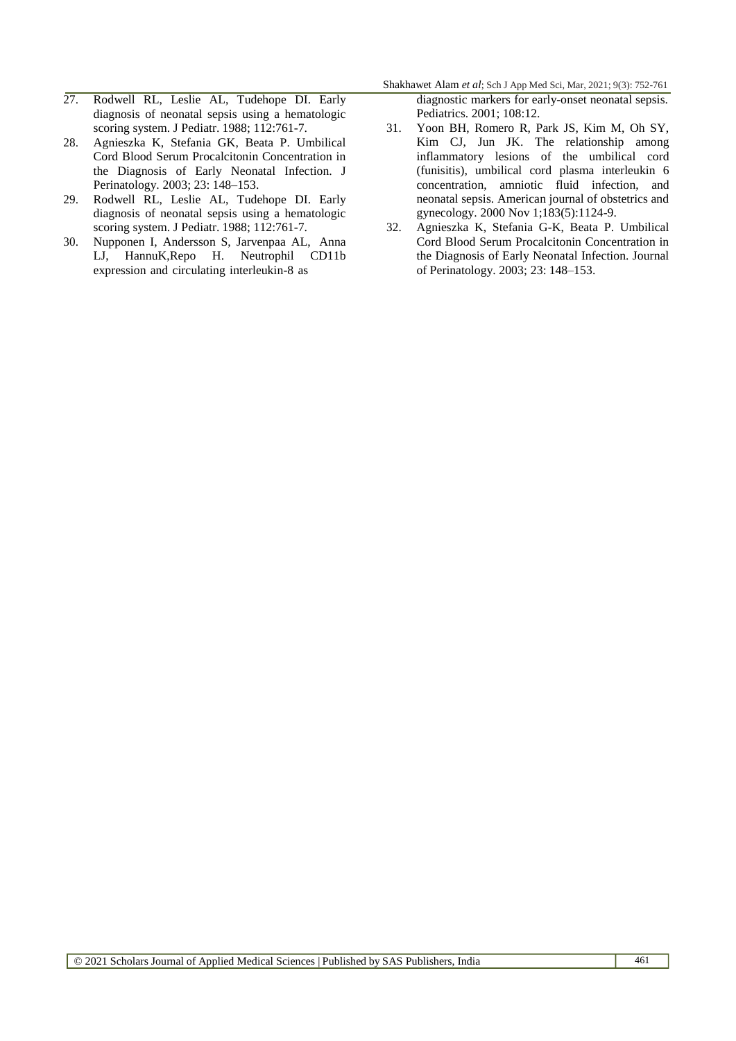27. Rodwell RL, Leslie AL, Tudehope DI. Early diagnosis of neonatal sepsis using a hematologic scoring system. J Pediatr. 1988; 112:761-7.
28. Agnieszka K, Stefania GK, Beata P. Umbilical Cord Blood Serum Procalcitonin Concentration in the Diagnosis of Early Neonatal Infection. J Perinatology. 2003; 23: 148–153.
29. Rodwell RL, Leslie AL, Tudehope DI. Early diagnosis of neonatal sepsis using a hematologic scoring system. J Pediatr. 1988; 112:761-7.
30. Nupponen I, Andersson S, Jarvenpaa AL, Anna LJ, HannuK,Repo H. Neutrophil CD11b expression and circulating interleukin-8 as diagnostic markers for early-onset neonatal sepsis. Pediatrics. 2001; 108:12.
31. Yoon BH, Romero R, Park JS, Kim M, Oh SY, Kim CJ, Jun JK. The relationship among inflammatory lesions of the umbilical cord (funisitis), umbilical cord plasma interleukin 6 concentration, amniotic fluid infection, and neonatal sepsis. American journal of obstetrics and gynecology. 2000 Nov 1;183(5):1124-9.
32. Agnieszka K, Stefania G-K, Beata P. Umbilical Cord Blood Serum Procalcitonin Concentration in the Diagnosis of Early Neonatal Infection. Journal of Perinatology. 2003; 23: 148–153.